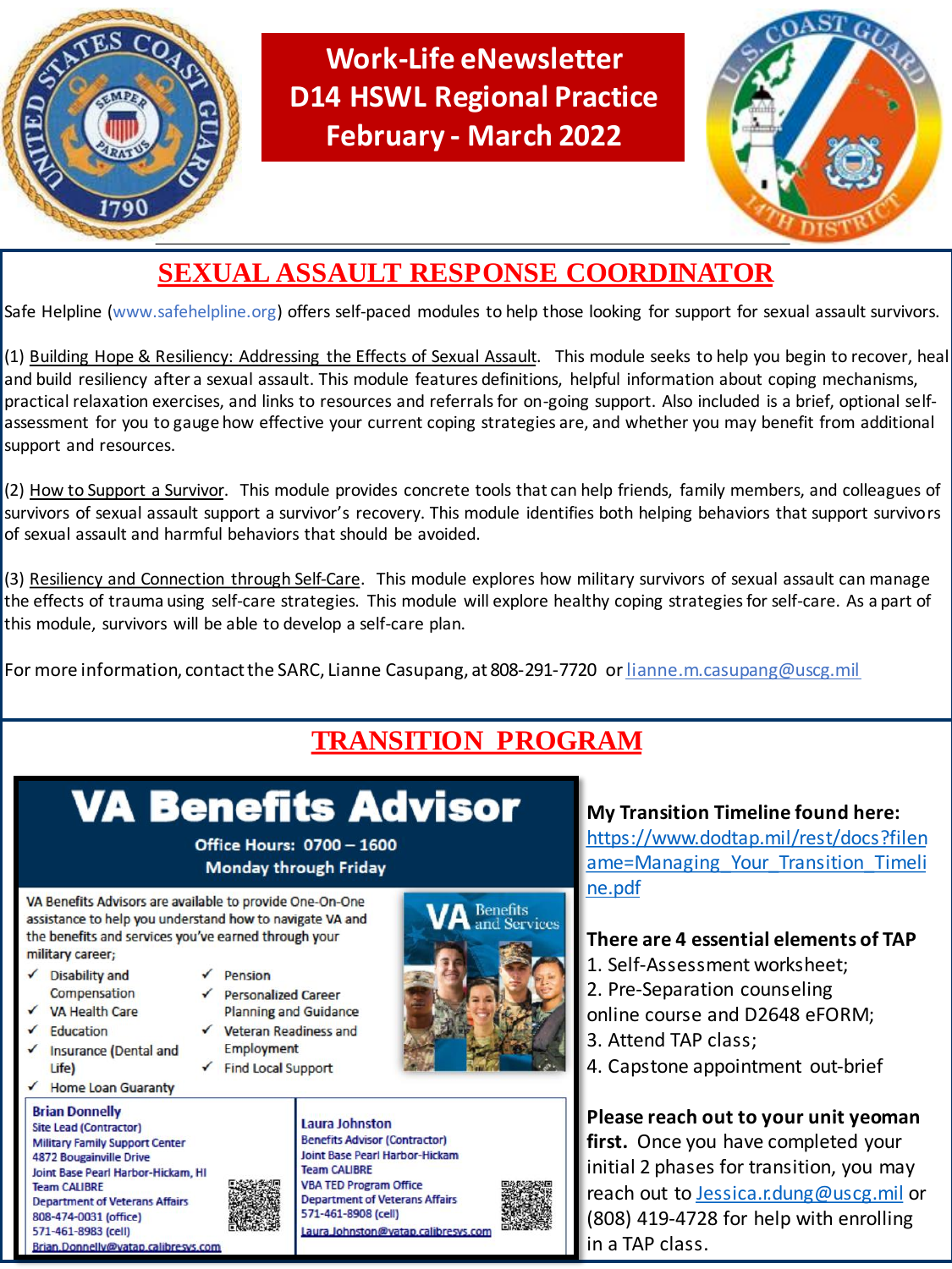# Work-Life eNewsletter D14 HSWL Regional Practice February - March 2022

## SEXUAL ASSAULT RESPONSE COORDINATOR

Safe Helpline (www.safehelpline.org) offers self-paced modules to help those looking for support for sexual assault survivors.

(1) Building Hope & Resiliency: Addressing the Effects of Sexual Assault. This module seeks to help you begin to recover, heal and build resiliency after a sexual assault. This module features definitions, helpful information about coping mechanisms, practical relaxation exercises, and links to resources and referrals for on-going support. Also included is a brief, optional self-assessment for you to gauge how effective your current coping strategies are, and whether you may benefit from additional support and resources.

(2) How to Support a Survivor. This module provides concrete tools that can help friends, family members, and colleagues of survivors of sexual assault support a survivor's recovery. This module identifies both helping behaviors that support survivors of sexual assault and harmful behaviors that should be avoided.

(3) Resiliency and Connection through Self-Care. This module explores how military survivors of sexual assault can manage the effects of trauma using self-care strategies. This module will explore healthy coping strategies for self-care. As a part of this module, survivors will be able to develop a self-care plan.

For more information, contact the SARC, Lianne Casupang, at 808-291-7720 or lianne.m.casupang@uscg.mil

## TRANSITION PROGRAM

### VA Benefits Advisor

**Office Hours: 0700 – 1600**
**Monday through Friday**

VA Benefits Advisors are available to provide One-On-One assistance to help you understand how to navigate VA and the benefits and services you've earned through your military career;

- ✓ Disability and Compensation
- ✓ VA Health Care
- ✓ Education
- ✓ Insurance (Dental and Life)
- ✓ Home Loan Guaranty
- ✓ Pension
- ✓ Personalized Career Planning and Guidance
- ✓ Veteran Readiness and Employment
- ✓ Find Local Support

**Brian Donnelly**
Site Lead (Contractor)
Military Family Support Center
4872 Bougainville Drive
Joint Base Pearl Harbor-Hickam, HI
Team CALIBRE
Department of Veterans Affairs
808-474-0031 (office)
571-461-8983 (cell)
Brian.Donnelly@vatap.calibresys.com

**Laura Johnston**
Benefits Advisor (Contractor)
Joint Base Pearl Harbor-Hickam
Team CALIBRE
VBA TED Program Office
Department of Veterans Affairs
571-461-8908 (cell)
Laura.Johnston@vatap.calibresys.com

**My Transition Timeline found here:** https://www.dodtap.mil/rest/docs?filename=Managing_Your_Transition_Timeline.pdf

**There are 4 essential elements of TAP**

1. Self-Assessment worksheet;
2. Pre-Separation counseling online course and D2648 eFORM;
3. Attend TAP class;
4. Capstone appointment out-brief

**Please reach out to your unit yeoman first.** Once you have completed your initial 2 phases for transition, you may reach out to Jessica.r.dung@uscg.mil or (808) 419-4728 for help with enrolling in a TAP class.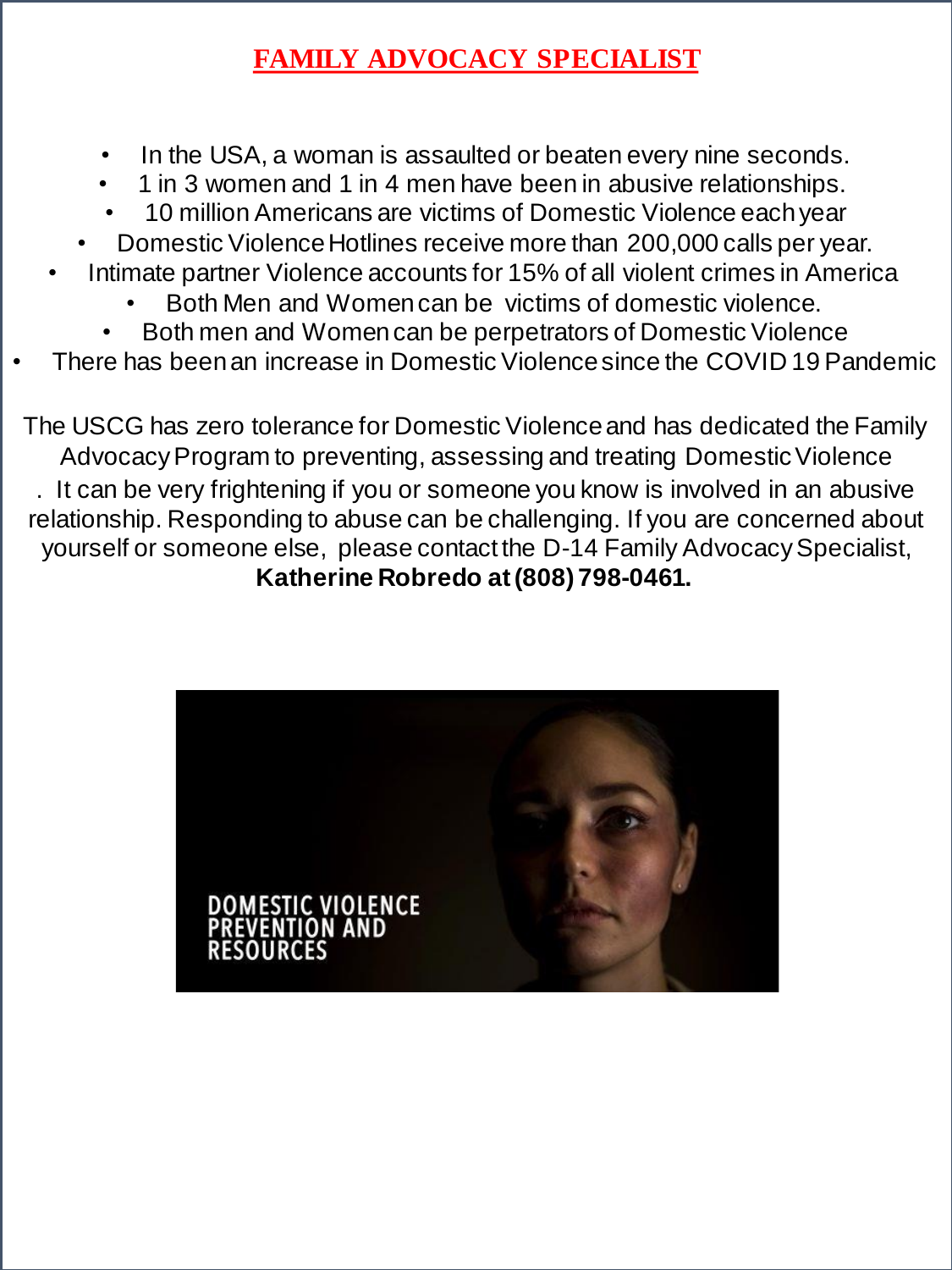# FAMILY ADVOCACY SPECIALIST

- In the USA, a woman is assaulted or beaten every nine seconds.
- 1 in 3 women and 1 in 4 men have been in abusive relationships.
- 10 million Americans are victims of Domestic Violence each year
- Domestic Violence Hotlines receive more than 200,000 calls per year.
- Intimate partner Violence accounts for 15% of all violent crimes in America
- Both Men and Women can be victims of domestic violence.
- Both men and Women can be perpetrators of Domestic Violence
- There has been an increase in Domestic Violence since the COVID 19 Pandemic

The USCG has zero tolerance for Domestic Violence and has dedicated the Family Advocacy Program to preventing, assessing and treating Domestic Violence . It can be very frightening if you or someone you know is involved in an abusive relationship. Responding to abuse can be challenging. If you are concerned about yourself or someone else, please contact the D-14 Family Advocacy Specialist, **Katherine Robredo at (808) 798-0461.**

DOMESTIC VIOLENCE PREVENTION AND RESOURCES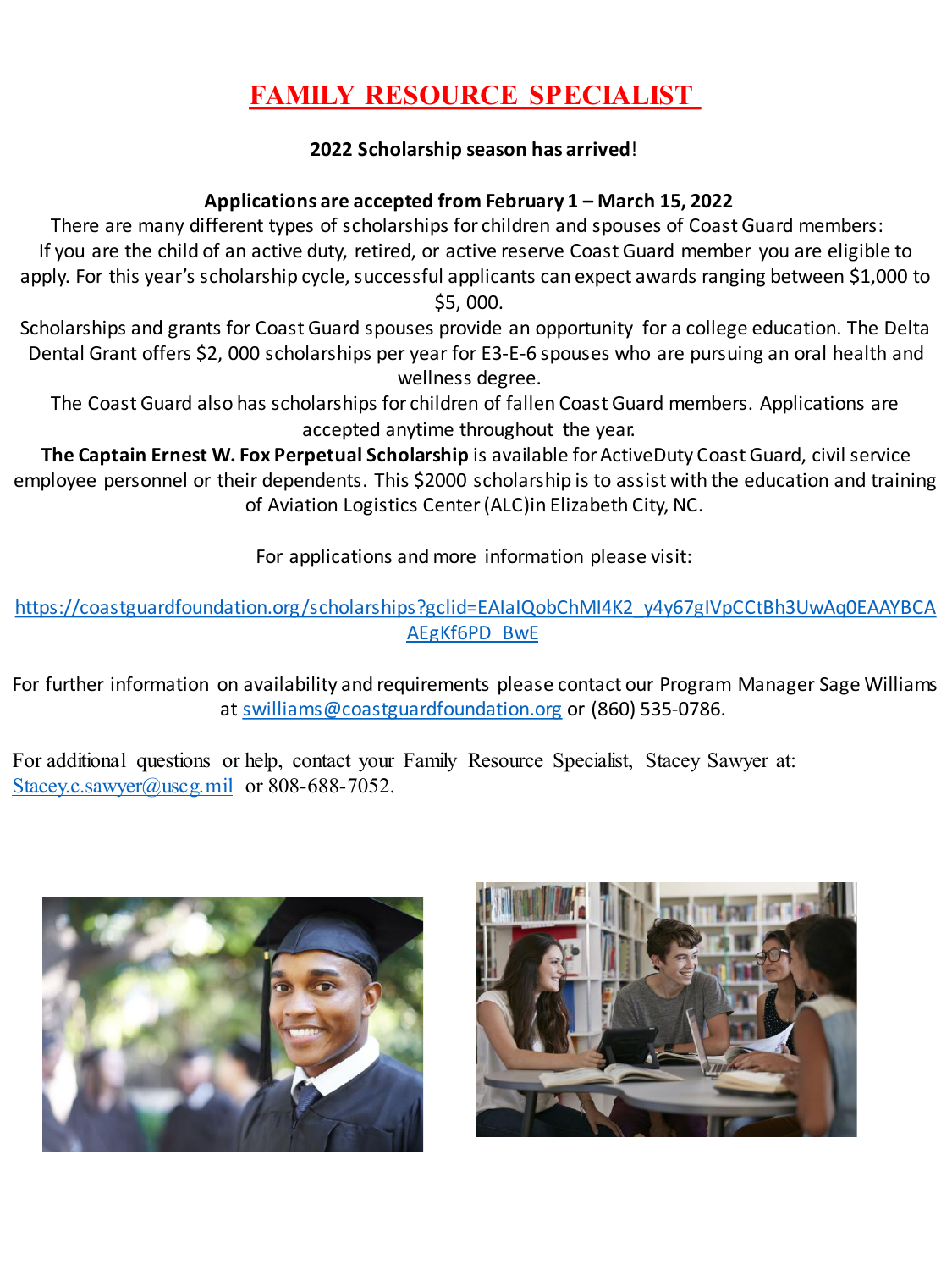# FAMILY RESOURCE SPECIALIST

**2022 Scholarship season has arrived**!

**Applications are accepted from February 1 – March 15, 2022**

There are many different types of scholarships for children and spouses of Coast Guard members: If you are the child of an active duty, retired, or active reserve Coast Guard member you are eligible to apply. For this year's scholarship cycle, successful applicants can expect awards ranging between $1,000 to $5, 000.

Scholarships and grants for Coast Guard spouses provide an opportunity for a college education. The Delta Dental Grant offers $2, 000 scholarships per year for E3-E-6 spouses who are pursuing an oral health and wellness degree.

The Coast Guard also has scholarships for children of fallen Coast Guard members. Applications are accepted anytime throughout the year.

**The Captain Ernest W. Fox Perpetual Scholarship** is available for ActiveDuty Coast Guard, civil service employee personnel or their dependents. This $2000 scholarship is to assist with the education and training of Aviation Logistics Center (ALC)in Elizabeth City, NC.

For applications and more information please visit:

https://coastguardfoundation.org/scholarships?gclid=EAIaIQobChMI4K2_y4y67gIVpCCtBh3UwAq0EAAYBCAAEgKf6PD_BwE

For further information on availability and requirements please contact our Program Manager Sage Williams at swilliams@coastguardfoundation.org or (860) 535-0786.

For additional questions or help, contact your Family Resource Specialist, Stacey Sawyer at: Stacey.c.sawyer@uscg.mil or 808-688-7052.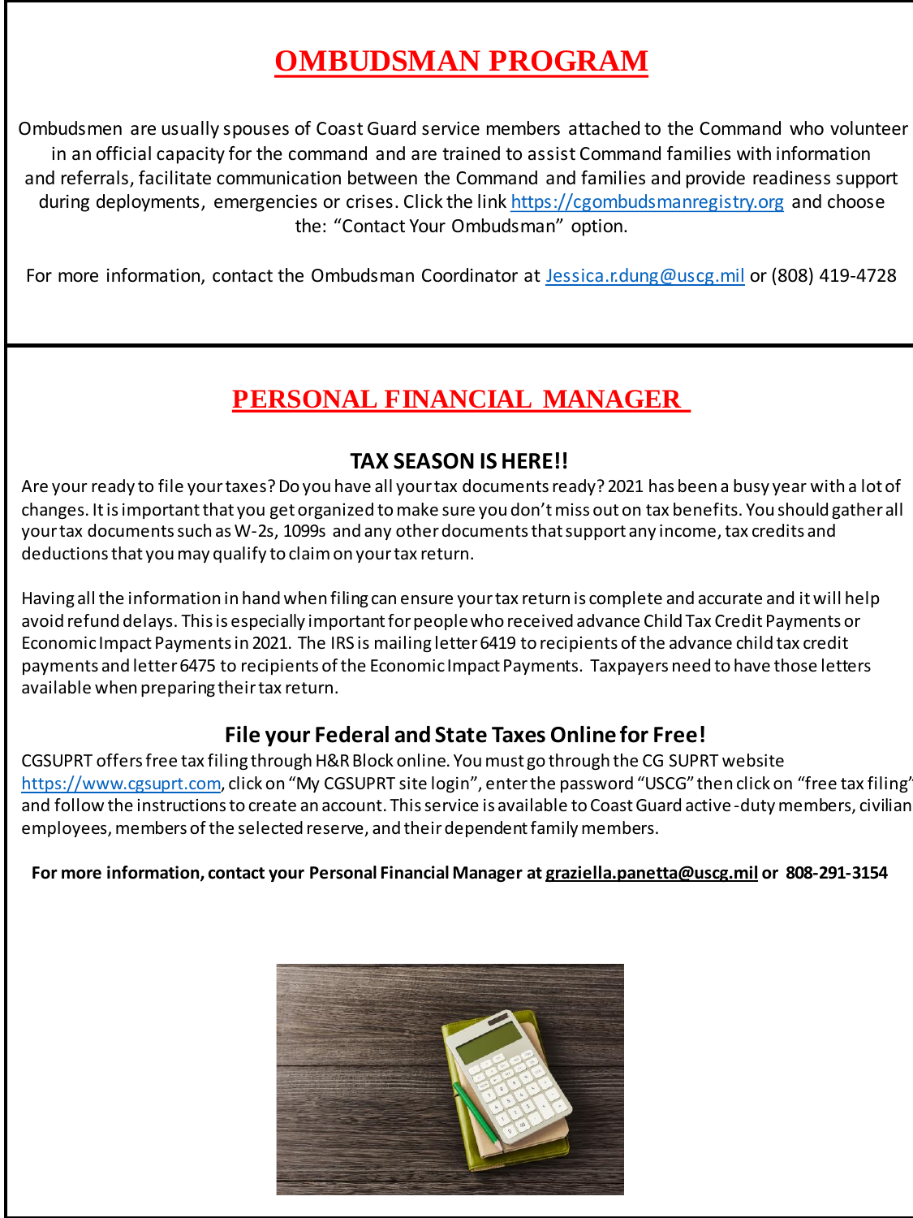# OMBUDSMAN PROGRAM

Ombudsmen are usually spouses of Coast Guard service members attached to the Command who volunteer in an official capacity for the command and are trained to assist Command families with information and referrals, facilitate communication between the Command and families and provide readiness support during deployments, emergencies or crises. Click the link https://cgombudsmanregistry.org and choose the: "Contact Your Ombudsman" option.

For more information, contact the Ombudsman Coordinator at Jessica.r.dung@uscg.mil or (808) 419-4728

# PERSONAL FINANCIAL MANAGER

### TAX SEASON IS HERE!!

Are your ready to file your taxes? Do you have all your tax documents ready? 2021 has been a busy year with a lot of changes. It is important that you get organized to make sure you don't miss out on tax benefits. You should gather all your tax documents such as W-2s, 1099s and any other documents that support any income, tax credits and deductions that you may qualify to claim on your tax return.

Having all the information in hand when filing can ensure your tax return is complete and accurate and it will help avoid refund delays. This is especially important for people who received advance Child Tax Credit Payments or Economic Impact Payments in 2021. The IRS is mailing letter 6419 to recipients of the advance child tax credit payments and letter 6475 to recipients of the Economic Impact Payments. Taxpayers need to have those letters available when preparing their tax return.

### File your Federal and State Taxes Online for Free!

CGSUPRT offers free tax filing through H&R Block online. You must go through the CG SUPRT website https://www.cgsuprt.com, click on "My CGSUPRT site login", enter the password "USCG" then click on "free tax filing" and follow the instructions to create an account. This service is available to Coast Guard active-duty members, civilian employees, members of the selected reserve, and their dependent family members.

**For more information, contact your Personal Financial Manager at graziella.panetta@uscg.mil or 808-291-3154**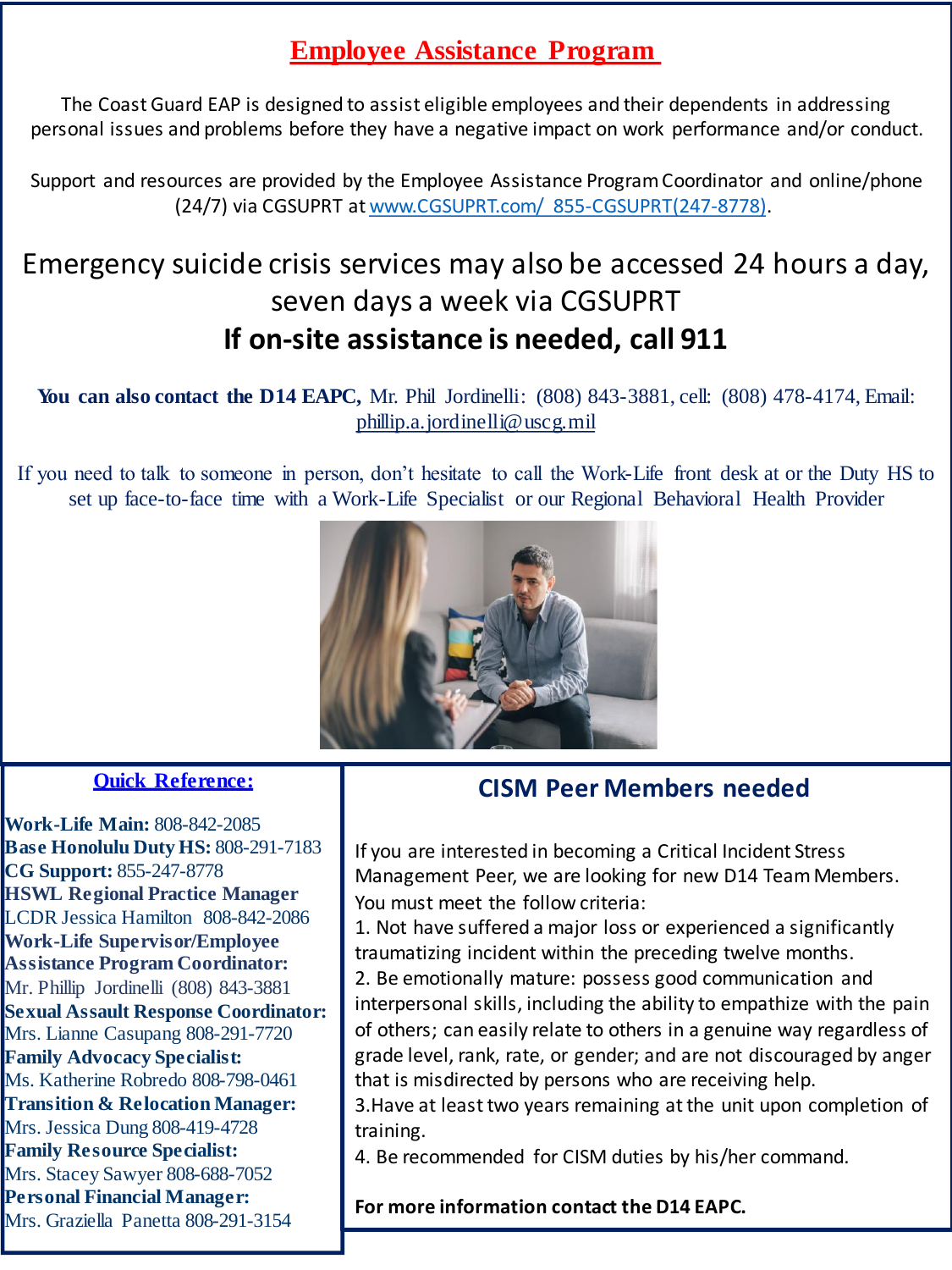# Employee Assistance Program

The Coast Guard EAP is designed to assist eligible employees and their dependents in addressing personal issues and problems before they have a negative impact on work performance and/or conduct.

Support and resources are provided by the Employee Assistance Program Coordinator and online/phone (24/7) via CGSUPRT at www.CGSUPRT.com/ 855-CGSUPRT(247-8778).

Emergency suicide crisis services may also be accessed 24 hours a day, seven days a week via CGSUPRT

**If on-site assistance is needed, call 911**

**You can also contact the D14 EAPC,** Mr. Phil Jordinelli: (808) 843-3881, cell: (808) 478-4174, Email: phillip.a.jordinelli@uscg.mil

If you need to talk to someone in person, don't hesitate to call the Work-Life front desk at or the Duty HS to set up face-to-face time with a Work-Life Specialist or our Regional Behavioral Health Provider

## Quick Reference:

**Work-Life Main:** 808-842-2085
**Base Honolulu Duty HS:** 808-291-7183
**CG Support:** 855-247-8778
**HSWL Regional Practice Manager**
LCDR Jessica Hamilton 808-842-2086
**Work-Life Supervisor/Employee Assistance Program Coordinator:**
Mr. Phillip Jordinelli (808) 843-3881
**Sexual Assault Response Coordinator:**
Mrs. Lianne Casupang 808-291-7720
**Family Advocacy Specialist:**
Ms. Katherine Robredo 808-798-0461
**Transition & Relocation Manager:**
Mrs. Jessica Dung 808-419-4728
**Family Resource Specialist:**
Mrs. Stacey Sawyer 808-688-7052
**Personal Financial Manager:**
Mrs. Graziella Panetta 808-291-3154

## CISM Peer Members needed

If you are interested in becoming a Critical Incident Stress Management Peer, we are looking for new D14 Team Members. You must meet the follow criteria:

1. Not have suffered a major loss or experienced a significantly traumatizing incident within the preceding twelve months.
2. Be emotionally mature: possess good communication and interpersonal skills, including the ability to empathize with the pain of others; can easily relate to others in a genuine way regardless of grade level, rank, rate, or gender; and are not discouraged by anger that is misdirected by persons who are receiving help.
3. Have at least two years remaining at the unit upon completion of training.
4. Be recommended for CISM duties by his/her command.

**For more information contact the D14 EAPC.**